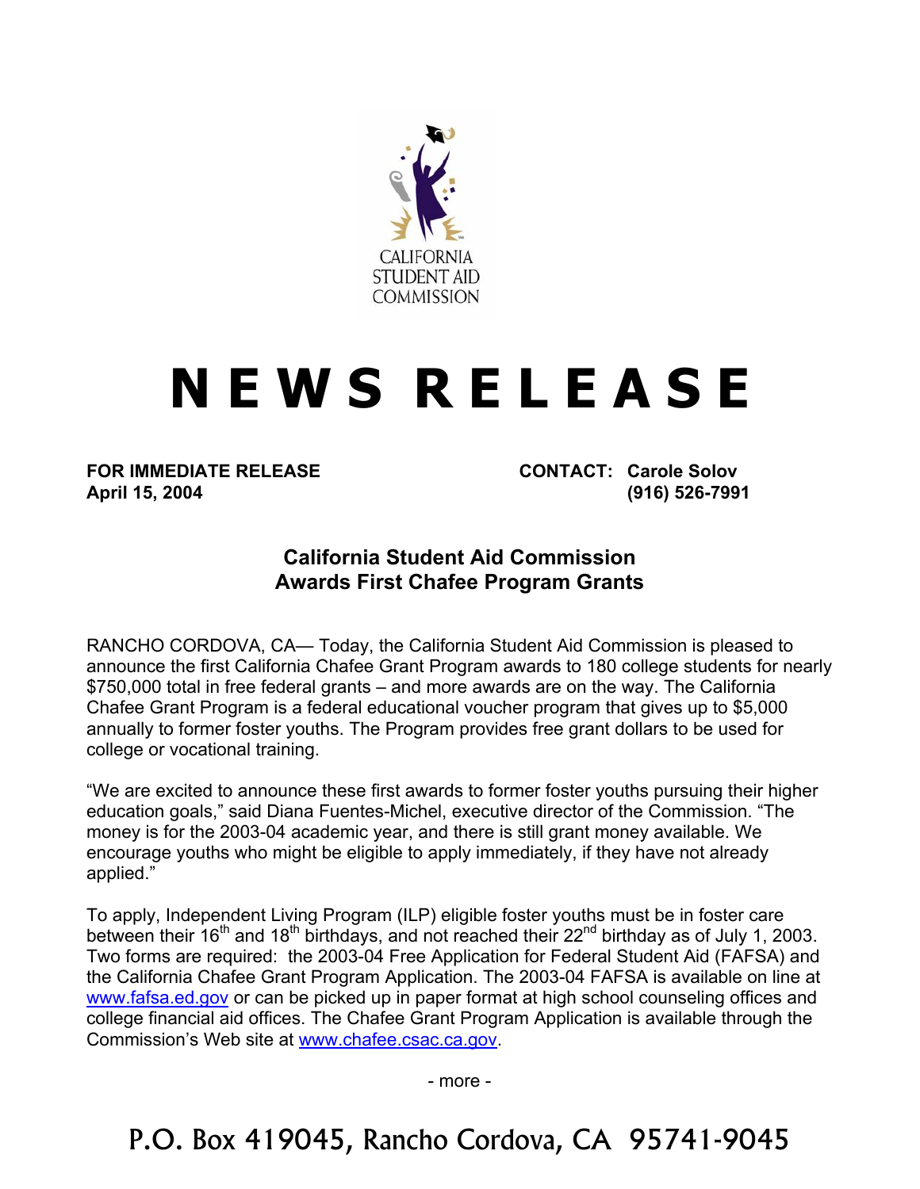CALIFORNIA STUDENT AID COMMISSION

# NEWS RELEASE

**FOR IMMEDIATE RELEASE**
**April 15, 2004**

**CONTACT: Carole Solov**
**(916) 526-7991**

## California Student Aid Commission Awards First Chafee Program Grants

RANCHO CORDOVA, CA— Today, the California Student Aid Commission is pleased to announce the first California Chafee Grant Program awards to 180 college students for nearly $750,000 total in free federal grants – and more awards are on the way. The California Chafee Grant Program is a federal educational voucher program that gives up to $5,000 annually to former foster youths. The Program provides free grant dollars to be used for college or vocational training.

"We are excited to announce these first awards to former foster youths pursuing their higher education goals," said Diana Fuentes-Michel, executive director of the Commission. "The money is for the 2003-04 academic year, and there is still grant money available. We encourage youths who might be eligible to apply immediately, if they have not already applied."

To apply, Independent Living Program (ILP) eligible foster youths must be in foster care between their 16th and 18th birthdays, and not reached their 22nd birthday as of July 1, 2003. Two forms are required: the 2003-04 Free Application for Federal Student Aid (FAFSA) and the California Chafee Grant Program Application. The 2003-04 FAFSA is available on line at www.fafsa.ed.gov or can be picked up in paper format at high school counseling offices and college financial aid offices. The Chafee Grant Program Application is available through the Commission's Web site at www.chafee.csac.ca.gov.

- more -

P.O. Box 419045, Rancho Cordova, CA 95741-9045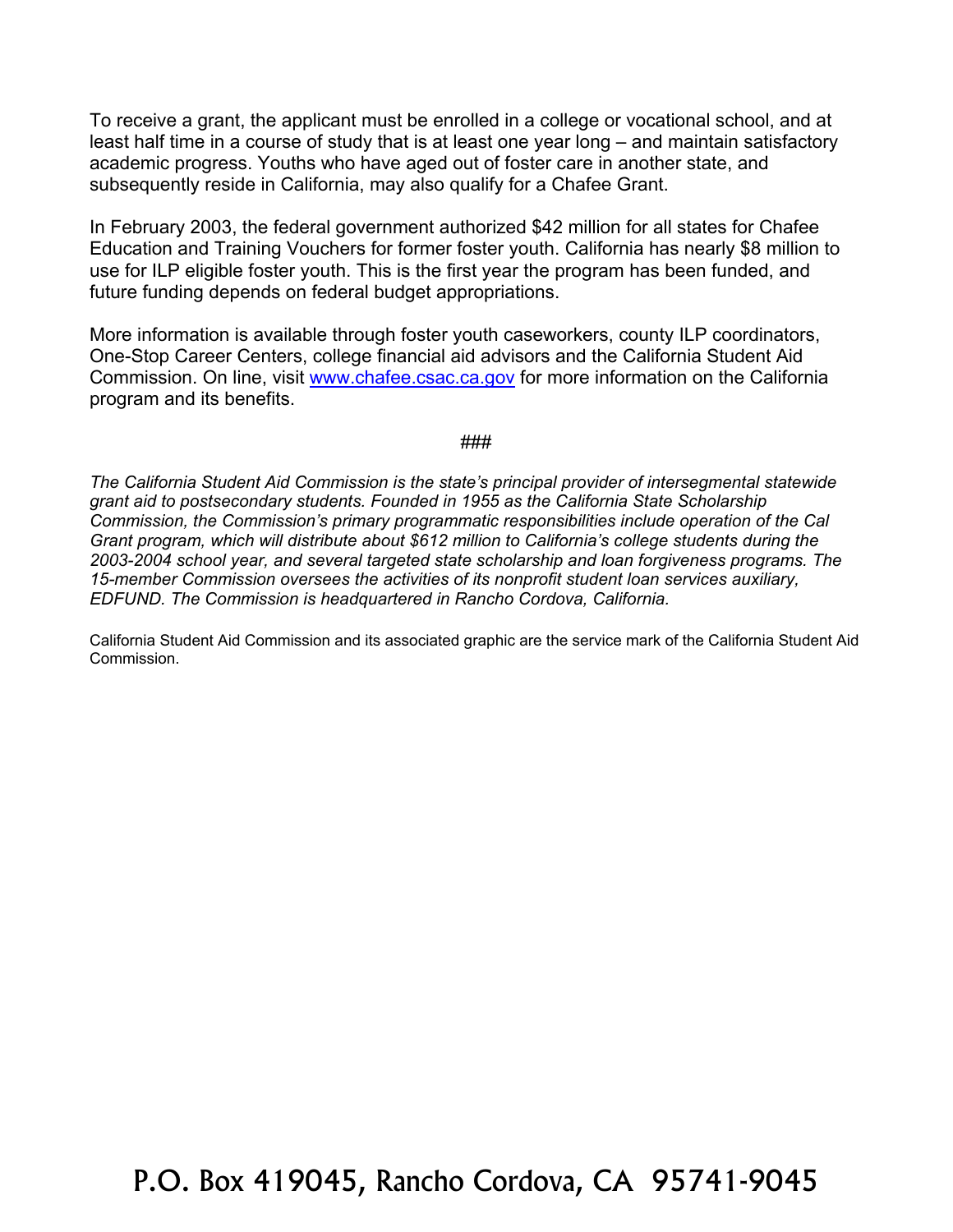To receive a grant, the applicant must be enrolled in a college or vocational school, and at least half time in a course of study that is at least one year long – and maintain satisfactory academic progress. Youths who have aged out of foster care in another state, and subsequently reside in California, may also qualify for a Chafee Grant.

In February 2003, the federal government authorized $42 million for all states for Chafee Education and Training Vouchers for former foster youth. California has nearly $8 million to use for ILP eligible foster youth. This is the first year the program has been funded, and future funding depends on federal budget appropriations.

More information is available through foster youth caseworkers, county ILP coordinators, One-Stop Career Centers, college financial aid advisors and the California Student Aid Commission. On line, visit [www.chafee.csac.ca.gov](http://www.chafee.csac.ca.gov) for more information on the California program and its benefits.

###

*The California Student Aid Commission is the state's principal provider of intersegmental statewide grant aid to postsecondary students. Founded in 1955 as the California State Scholarship Commission, the Commission's primary programmatic responsibilities include operation of the Cal Grant program, which will distribute about $612 million to California's college students during the 2003-2004 school year, and several targeted state scholarship and loan forgiveness programs. The 15-member Commission oversees the activities of its nonprofit student loan services auxiliary, EDFUND. The Commission is headquartered in Rancho Cordova, California.*

California Student Aid Commission and its associated graphic are the service mark of the California Student Aid Commission.

P.O. Box 419045, Rancho Cordova, CA 95741-9045